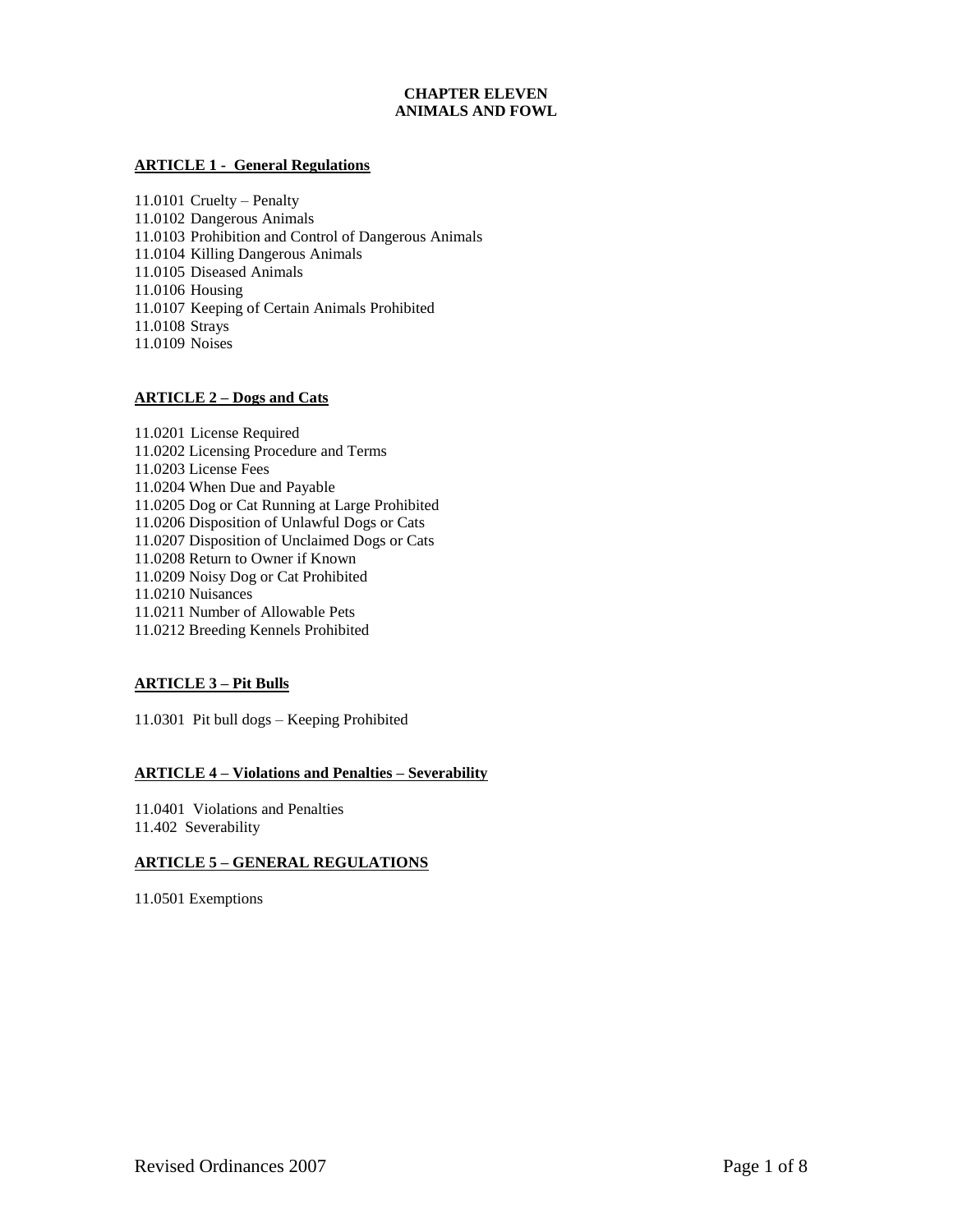# CHAPTER ELEVEN
# ANIMALS AND FOWL

## ARTICLE 1 - General Regulations

11.0101 Cruelty – Penalty
11.0102 Dangerous Animals
11.0103 Prohibition and Control of Dangerous Animals
11.0104 Killing Dangerous Animals
11.0105 Diseased Animals
11.0106 Housing
11.0107 Keeping of Certain Animals Prohibited
11.0108 Strays
11.0109 Noises

## ARTICLE 2 – Dogs and Cats

11.0201 License Required
11.0202 Licensing Procedure and Terms
11.0203 License Fees
11.0204 When Due and Payable
11.0205 Dog or Cat Running at Large Prohibited
11.0206 Disposition of Unlawful Dogs or Cats
11.0207 Disposition of Unclaimed Dogs or Cats
11.0208 Return to Owner if Known
11.0209 Noisy Dog or Cat Prohibited
11.0210 Nuisances
11.0211 Number of Allowable Pets
11.0212 Breeding Kennels Prohibited

## ARTICLE 3 – Pit Bulls

11.0301 Pit bull dogs – Keeping Prohibited

## ARTICLE 4 – Violations and Penalties – Severability

11.0401 Violations and Penalties
11.402 Severability

## ARTICLE 5 – GENERAL REGULATIONS

11.0501 Exemptions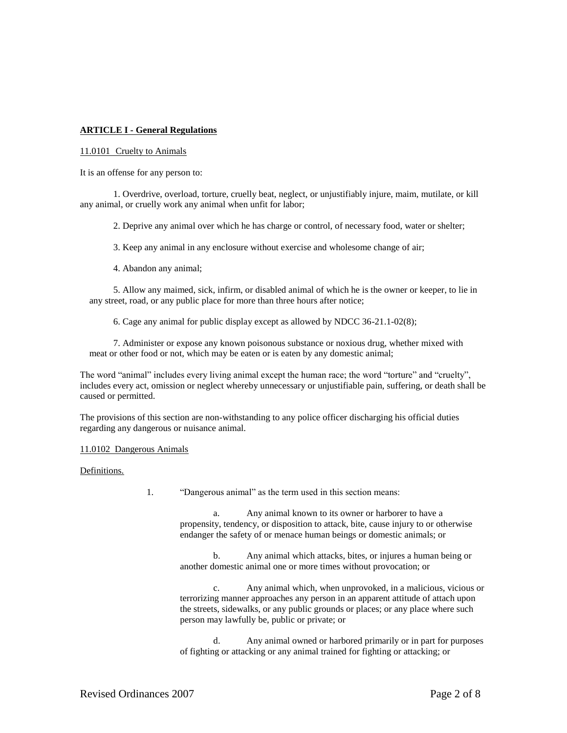**ARTICLE I - General Regulations**

11.0101 Cruelty to Animals

It is an offense for any person to:

1. Overdrive, overload, torture, cruelly beat, neglect, or unjustifiably injure, maim, mutilate, or kill any animal, or cruelly work any animal when unfit for labor;

2. Deprive any animal over which he has charge or control, of necessary food, water or shelter;

3. Keep any animal in any enclosure without exercise and wholesome change of air;

4. Abandon any animal;

5. Allow any maimed, sick, infirm, or disabled animal of which he is the owner or keeper, to lie in any street, road, or any public place for more than three hours after notice;

6. Cage any animal for public display except as allowed by NDCC 36-21.1-02(8);

7. Administer or expose any known poisonous substance or noxious drug, whether mixed with meat or other food or not, which may be eaten or is eaten by any domestic animal;

The word "animal" includes every living animal except the human race; the word "torture" and "cruelty", includes every act, omission or neglect whereby unnecessary or unjustifiable pain, suffering, or death shall be caused or permitted.

The provisions of this section are non-withstanding to any police officer discharging his official duties regarding any dangerous or nuisance animal.

11.0102 Dangerous Animals

Definitions.

1. "Dangerous animal" as the term used in this section means:

   a. Any animal known to its owner or harborer to have a propensity, tendency, or disposition to attack, bite, cause injury to or otherwise endanger the safety of or menace human beings or domestic animals; or

   b. Any animal which attacks, bites, or injures a human being or another domestic animal one or more times without provocation; or

   c. Any animal which, when unprovoked, in a malicious, vicious or terrorizing manner approaches any person in an apparent attitude of attach upon the streets, sidewalks, or any public grounds or places; or any place where such person may lawfully be, public or private; or

   d. Any animal owned or harbored primarily or in part for purposes of fighting or attacking or any animal trained for fighting or attacking; or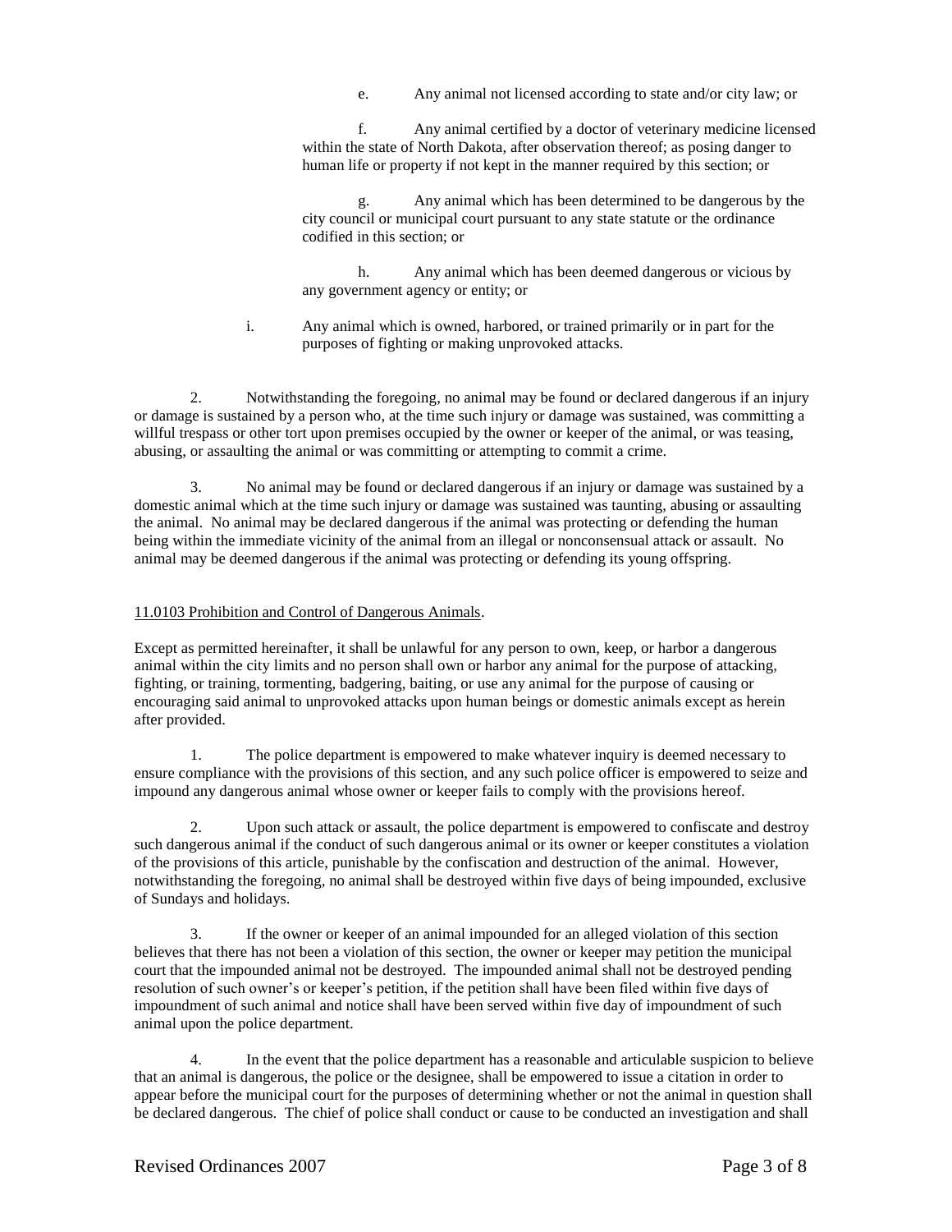e. Any animal not licensed according to state and/or city law; or

f. Any animal certified by a doctor of veterinary medicine licensed within the state of North Dakota, after observation thereof; as posing danger to human life or property if not kept in the manner required by this section; or

g. Any animal which has been determined to be dangerous by the city council or municipal court pursuant to any state statute or the ordinance codified in this section; or

h. Any animal which has been deemed dangerous or vicious by any government agency or entity; or

i. Any animal which is owned, harbored, or trained primarily or in part for the purposes of fighting or making unprovoked attacks.

2. Notwithstanding the foregoing, no animal may be found or declared dangerous if an injury or damage is sustained by a person who, at the time such injury or damage was sustained, was committing a willful trespass or other tort upon premises occupied by the owner or keeper of the animal, or was teasing, abusing, or assaulting the animal or was committing or attempting to commit a crime.

3. No animal may be found or declared dangerous if an injury or damage was sustained by a domestic animal which at the time such injury or damage was sustained was taunting, abusing or assaulting the animal. No animal may be declared dangerous if the animal was protecting or defending the human being within the immediate vicinity of the animal from an illegal or nonconsensual attack or assault. No animal may be deemed dangerous if the animal was protecting or defending its young offspring.

11.0103 Prohibition and Control of Dangerous Animals.

Except as permitted hereinafter, it shall be unlawful for any person to own, keep, or harbor a dangerous animal within the city limits and no person shall own or harbor any animal for the purpose of attacking, fighting, or training, tormenting, badgering, baiting, or use any animal for the purpose of causing or encouraging said animal to unprovoked attacks upon human beings or domestic animals except as herein after provided.

1. The police department is empowered to make whatever inquiry is deemed necessary to ensure compliance with the provisions of this section, and any such police officer is empowered to seize and impound any dangerous animal whose owner or keeper fails to comply with the provisions hereof.

2. Upon such attack or assault, the police department is empowered to confiscate and destroy such dangerous animal if the conduct of such dangerous animal or its owner or keeper constitutes a violation of the provisions of this article, punishable by the confiscation and destruction of the animal. However, notwithstanding the foregoing, no animal shall be destroyed within five days of being impounded, exclusive of Sundays and holidays.

3. If the owner or keeper of an animal impounded for an alleged violation of this section believes that there has not been a violation of this section, the owner or keeper may petition the municipal court that the impounded animal not be destroyed. The impounded animal shall not be destroyed pending resolution of such owner's or keeper's petition, if the petition shall have been filed within five days of impoundment of such animal and notice shall have been served within five day of impoundment of such animal upon the police department.

4. In the event that the police department has a reasonable and articulable suspicion to believe that an animal is dangerous, the police or the designee, shall be empowered to issue a citation in order to appear before the municipal court for the purposes of determining whether or not the animal in question shall be declared dangerous. The chief of police shall conduct or cause to be conducted an investigation and shall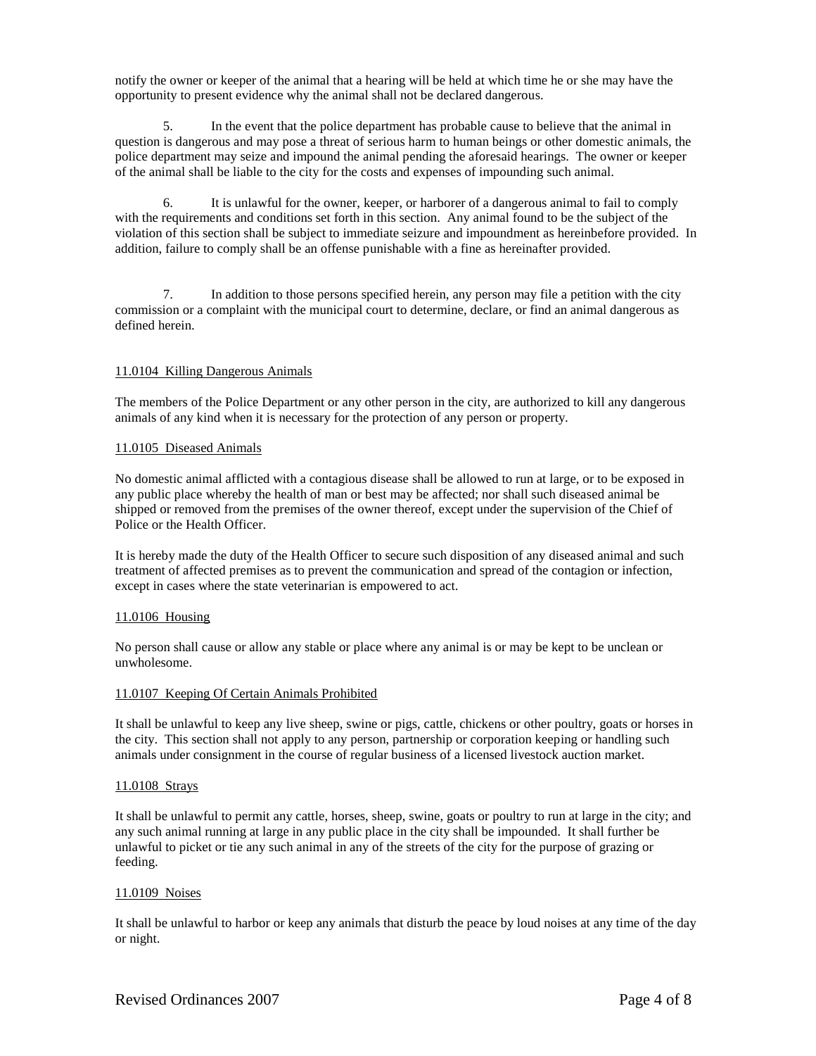notify the owner or keeper of the animal that a hearing will be held at which time he or she may have the opportunity to present evidence why the animal shall not be declared dangerous.

5. In the event that the police department has probable cause to believe that the animal in question is dangerous and may pose a threat of serious harm to human beings or other domestic animals, the police department may seize and impound the animal pending the aforesaid hearings. The owner or keeper of the animal shall be liable to the city for the costs and expenses of impounding such animal.

6. It is unlawful for the owner, keeper, or harborer of a dangerous animal to fail to comply with the requirements and conditions set forth in this section. Any animal found to be the subject of the violation of this section shall be subject to immediate seizure and impoundment as hereinbefore provided. In addition, failure to comply shall be an offense punishable with a fine as hereinafter provided.

7. In addition to those persons specified herein, any person may file a petition with the city commission or a complaint with the municipal court to determine, declare, or find an animal dangerous as defined herein.

## 11.0104 Killing Dangerous Animals

The members of the Police Department or any other person in the city, are authorized to kill any dangerous animals of any kind when it is necessary for the protection of any person or property.

## 11.0105 Diseased Animals

No domestic animal afflicted with a contagious disease shall be allowed to run at large, or to be exposed in any public place whereby the health of man or best may be affected; nor shall such diseased animal be shipped or removed from the premises of the owner thereof, except under the supervision of the Chief of Police or the Health Officer.

It is hereby made the duty of the Health Officer to secure such disposition of any diseased animal and such treatment of affected premises as to prevent the communication and spread of the contagion or infection, except in cases where the state veterinarian is empowered to act.

## 11.0106 Housing

No person shall cause or allow any stable or place where any animal is or may be kept to be unclean or unwholesome.

## 11.0107 Keeping Of Certain Animals Prohibited

It shall be unlawful to keep any live sheep, swine or pigs, cattle, chickens or other poultry, goats or horses in the city. This section shall not apply to any person, partnership or corporation keeping or handling such animals under consignment in the course of regular business of a licensed livestock auction market.

## 11.0108 Strays

It shall be unlawful to permit any cattle, horses, sheep, swine, goats or poultry to run at large in the city; and any such animal running at large in any public place in the city shall be impounded. It shall further be unlawful to picket or tie any such animal in any of the streets of the city for the purpose of grazing or feeding.

## 11.0109 Noises

It shall be unlawful to harbor or keep any animals that disturb the peace by loud noises at any time of the day or night.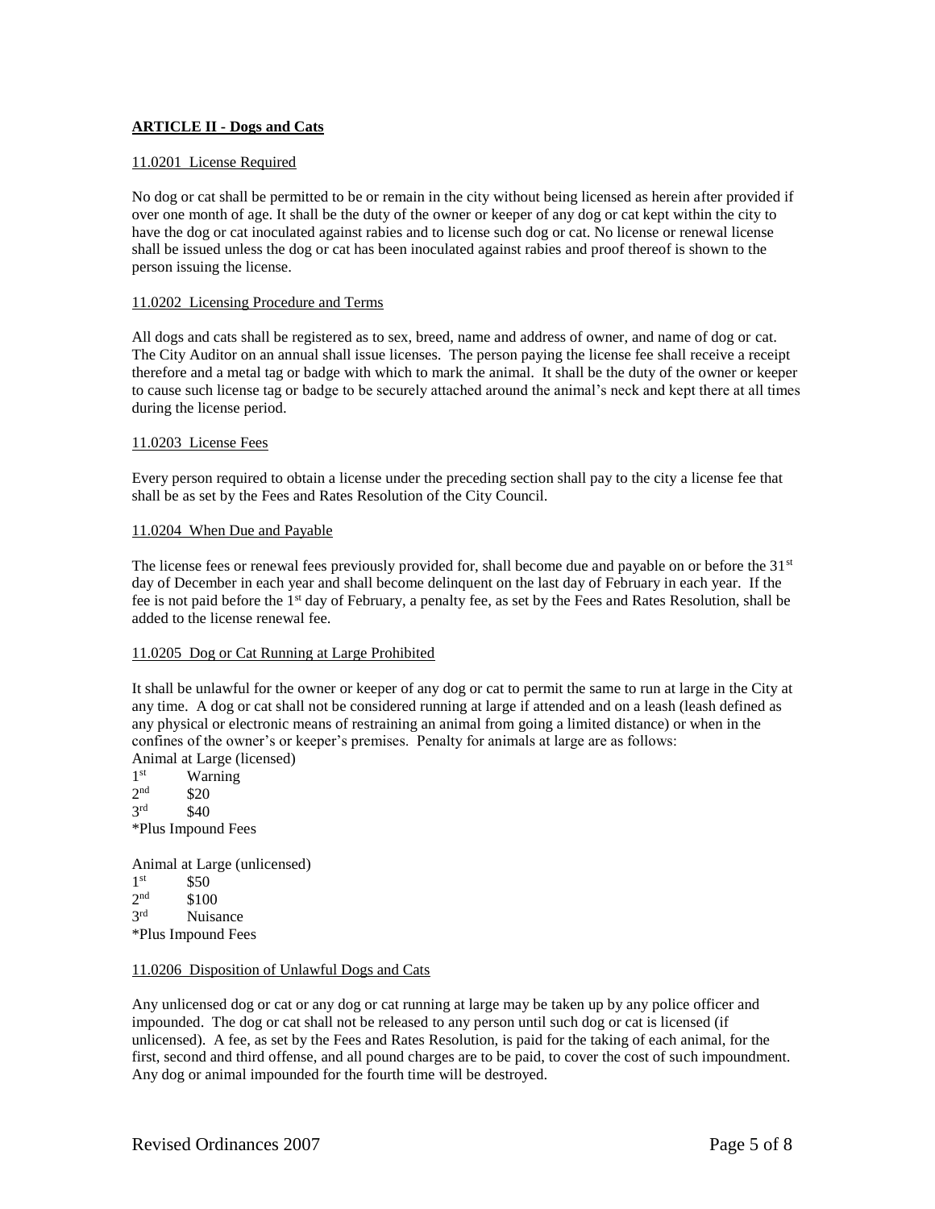**ARTICLE II - Dogs and Cats**

11.0201 License Required

No dog or cat shall be permitted to be or remain in the city without being licensed as herein after provided if over one month of age. It shall be the duty of the owner or keeper of any dog or cat kept within the city to have the dog or cat inoculated against rabies and to license such dog or cat. No license or renewal license shall be issued unless the dog or cat has been inoculated against rabies and proof thereof is shown to the person issuing the license.

11.0202 Licensing Procedure and Terms

All dogs and cats shall be registered as to sex, breed, name and address of owner, and name of dog or cat. The City Auditor on an annual shall issue licenses. The person paying the license fee shall receive a receipt therefore and a metal tag or badge with which to mark the animal. It shall be the duty of the owner or keeper to cause such license tag or badge to be securely attached around the animal's neck and kept there at all times during the license period.

11.0203 License Fees

Every person required to obtain a license under the preceding section shall pay to the city a license fee that shall be as set by the Fees and Rates Resolution of the City Council.

11.0204 When Due and Payable

The license fees or renewal fees previously provided for, shall become due and payable on or before the 31st day of December in each year and shall become delinquent on the last day of February in each year. If the fee is not paid before the 1st day of February, a penalty fee, as set by the Fees and Rates Resolution, shall be added to the license renewal fee.

11.0205 Dog or Cat Running at Large Prohibited

It shall be unlawful for the owner or keeper of any dog or cat to permit the same to run at large in the City at any time. A dog or cat shall not be considered running at large if attended and on a leash (leash defined as any physical or electronic means of restraining an animal from going a limited distance) or when in the confines of the owner's or keeper's premises. Penalty for animals at large are as follows:

Animal at Large (licensed)
1st Warning
2nd $20
3rd $40
*Plus Impound Fees

Animal at Large (unlicensed)
1st $50
2nd $100
3rd Nuisance
*Plus Impound Fees

11.0206 Disposition of Unlawful Dogs and Cats

Any unlicensed dog or cat or any dog or cat running at large may be taken up by any police officer and impounded. The dog or cat shall not be released to any person until such dog or cat is licensed (if unlicensed). A fee, as set by the Fees and Rates Resolution, is paid for the taking of each animal, for the first, second and third offense, and all pound charges are to be paid, to cover the cost of such impoundment. Any dog or animal impounded for the fourth time will be destroyed.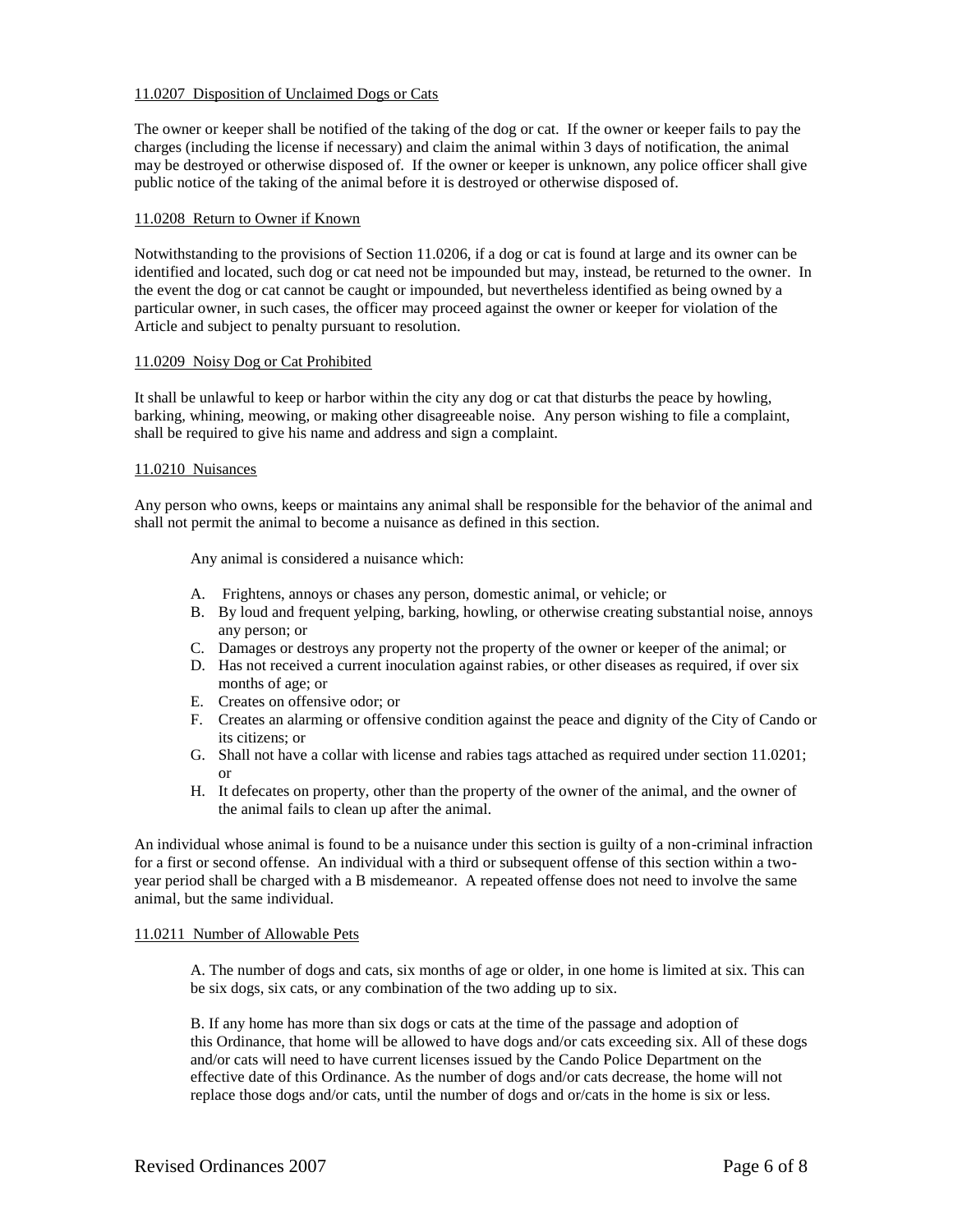11.0207 Disposition of Unclaimed Dogs or Cats

The owner or keeper shall be notified of the taking of the dog or cat. If the owner or keeper fails to pay the charges (including the license if necessary) and claim the animal within 3 days of notification, the animal may be destroyed or otherwise disposed of. If the owner or keeper is unknown, any police officer shall give public notice of the taking of the animal before it is destroyed or otherwise disposed of.

11.0208 Return to Owner if Known

Notwithstanding to the provisions of Section 11.0206, if a dog or cat is found at large and its owner can be identified and located, such dog or cat need not be impounded but may, instead, be returned to the owner. In the event the dog or cat cannot be caught or impounded, but nevertheless identified as being owned by a particular owner, in such cases, the officer may proceed against the owner or keeper for violation of the Article and subject to penalty pursuant to resolution.

11.0209 Noisy Dog or Cat Prohibited

It shall be unlawful to keep or harbor within the city any dog or cat that disturbs the peace by howling, barking, whining, meowing, or making other disagreeable noise. Any person wishing to file a complaint, shall be required to give his name and address and sign a complaint.

11.0210 Nuisances

Any person who owns, keeps or maintains any animal shall be responsible for the behavior of the animal and shall not permit the animal to become a nuisance as defined in this section.

Any animal is considered a nuisance which:

A. Frightens, annoys or chases any person, domestic animal, or vehicle; or
B. By loud and frequent yelping, barking, howling, or otherwise creating substantial noise, annoys any person; or
C. Damages or destroys any property not the property of the owner or keeper of the animal; or
D. Has not received a current inoculation against rabies, or other diseases as required, if over six months of age; or
E. Creates on offensive odor; or
F. Creates an alarming or offensive condition against the peace and dignity of the City of Cando or its citizens; or
G. Shall not have a collar with license and rabies tags attached as required under section 11.0201; or
H. It defecates on property, other than the property of the owner of the animal, and the owner of the animal fails to clean up after the animal.

An individual whose animal is found to be a nuisance under this section is guilty of a non-criminal infraction for a first or second offense. An individual with a third or subsequent offense of this section within a two-year period shall be charged with a B misdemeanor. A repeated offense does not need to involve the same animal, but the same individual.

11.0211 Number of Allowable Pets

A. The number of dogs and cats, six months of age or older, in one home is limited at six. This can be six dogs, six cats, or any combination of the two adding up to six.

B. If any home has more than six dogs or cats at the time of the passage and adoption of this Ordinance, that home will be allowed to have dogs and/or cats exceeding six. All of these dogs and/or cats will need to have current licenses issued by the Cando Police Department on the effective date of this Ordinance. As the number of dogs and/or cats decrease, the home will not replace those dogs and/or cats, until the number of dogs and or/cats in the home is six or less.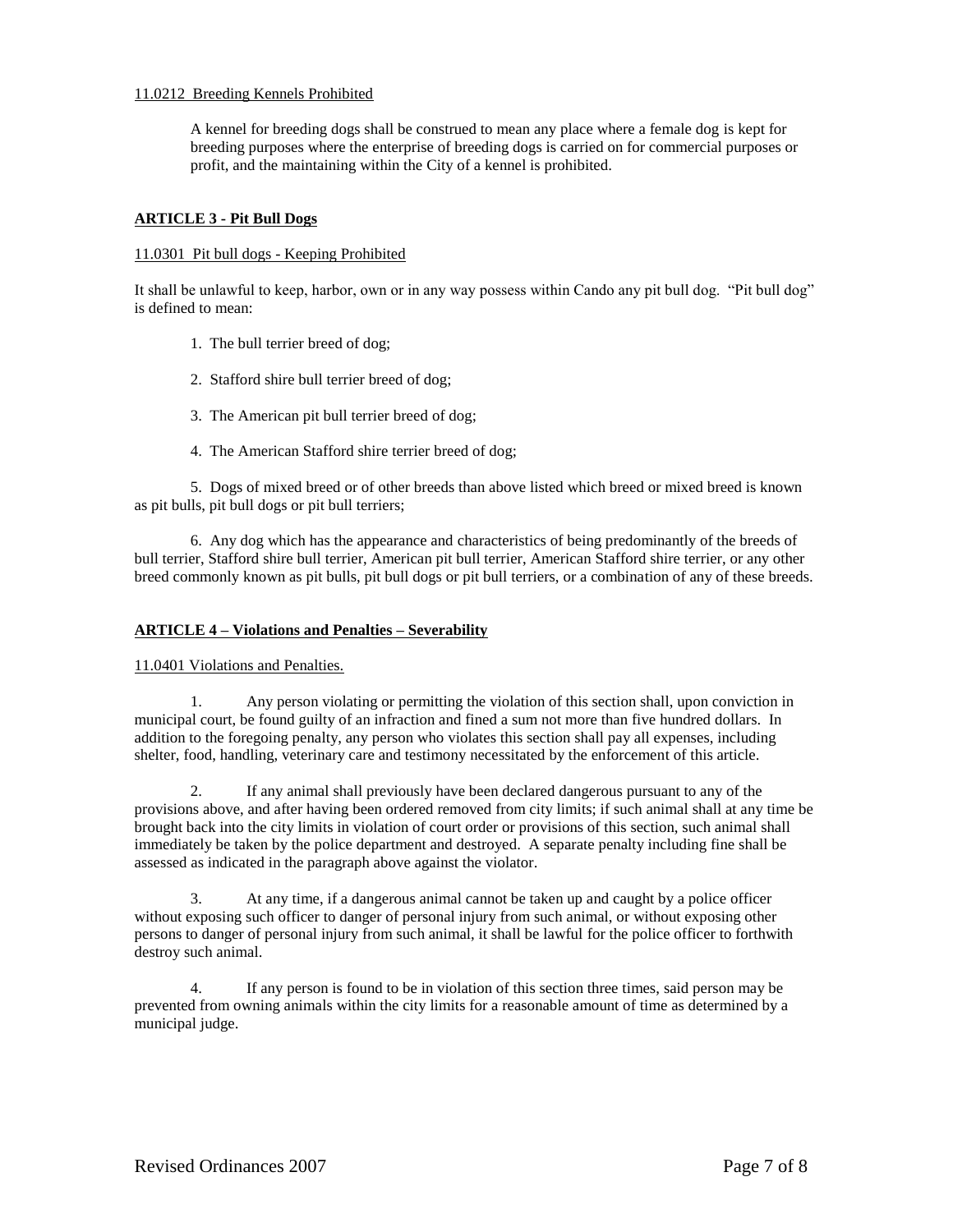11.0212 Breeding Kennels Prohibited

A kennel for breeding dogs shall be construed to mean any place where a female dog is kept for breeding purposes where the enterprise of breeding dogs is carried on for commercial purposes or profit, and the maintaining within the City of a kennel is prohibited.

## ARTICLE 3 - Pit Bull Dogs

11.0301 Pit bull dogs - Keeping Prohibited

It shall be unlawful to keep, harbor, own or in any way possess within Cando any pit bull dog. "Pit bull dog" is defined to mean:

1. The bull terrier breed of dog;

2. Stafford shire bull terrier breed of dog;

3. The American pit bull terrier breed of dog;

4. The American Stafford shire terrier breed of dog;

5. Dogs of mixed breed or of other breeds than above listed which breed or mixed breed is known as pit bulls, pit bull dogs or pit bull terriers;

6. Any dog which has the appearance and characteristics of being predominantly of the breeds of bull terrier, Stafford shire bull terrier, American pit bull terrier, American Stafford shire terrier, or any other breed commonly known as pit bulls, pit bull dogs or pit bull terriers, or a combination of any of these breeds.

## ARTICLE 4 – Violations and Penalties – Severability

11.0401 Violations and Penalties.

1. Any person violating or permitting the violation of this section shall, upon conviction in municipal court, be found guilty of an infraction and fined a sum not more than five hundred dollars. In addition to the foregoing penalty, any person who violates this section shall pay all expenses, including shelter, food, handling, veterinary care and testimony necessitated by the enforcement of this article.

2. If any animal shall previously have been declared dangerous pursuant to any of the provisions above, and after having been ordered removed from city limits; if such animal shall at any time be brought back into the city limits in violation of court order or provisions of this section, such animal shall immediately be taken by the police department and destroyed. A separate penalty including fine shall be assessed as indicated in the paragraph above against the violator.

3. At any time, if a dangerous animal cannot be taken up and caught by a police officer without exposing such officer to danger of personal injury from such animal, or without exposing other persons to danger of personal injury from such animal, it shall be lawful for the police officer to forthwith destroy such animal.

4. If any person is found to be in violation of this section three times, said person may be prevented from owning animals within the city limits for a reasonable amount of time as determined by a municipal judge.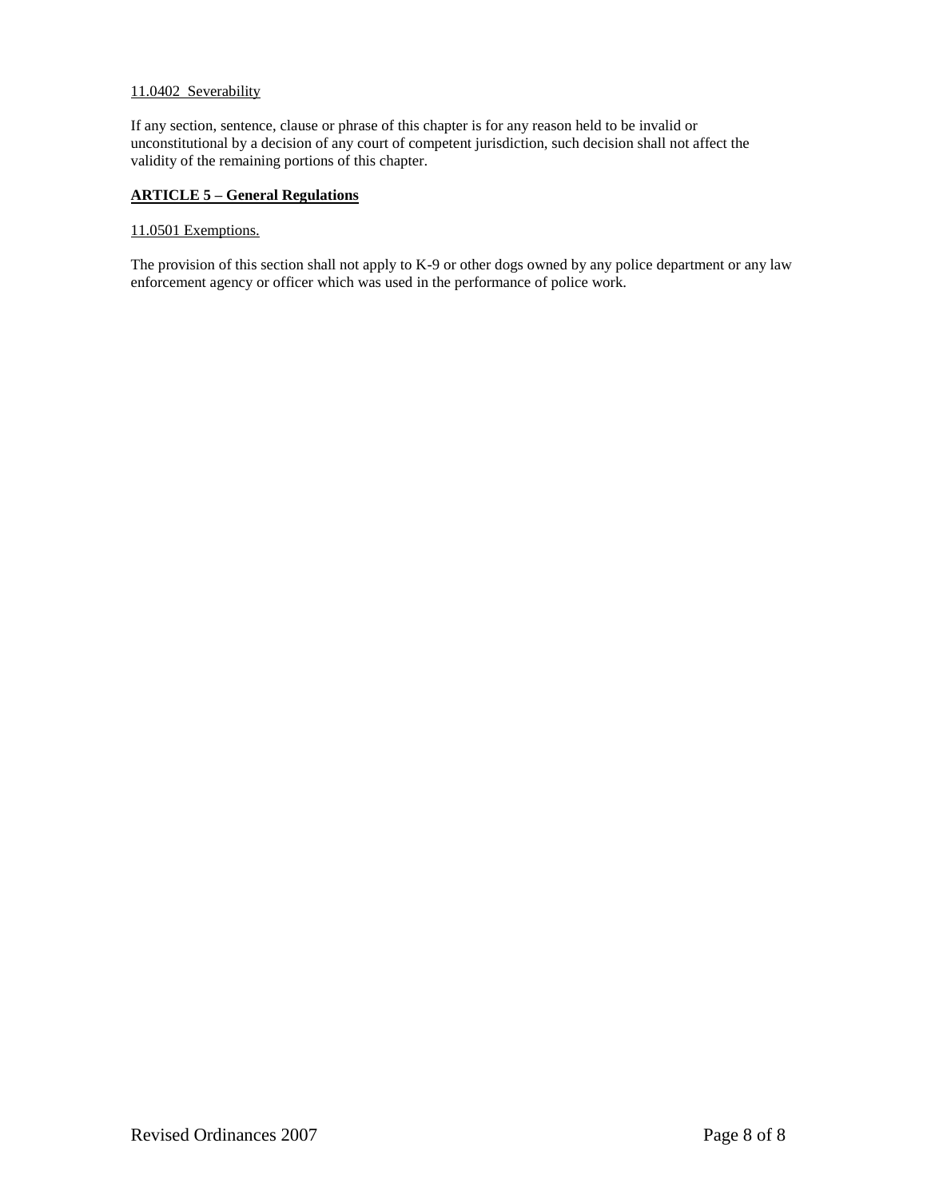11.0402 Severability

If any section, sentence, clause or phrase of this chapter is for any reason held to be invalid or unconstitutional by a decision of any court of competent jurisdiction, such decision shall not affect the validity of the remaining portions of this chapter.

## ARTICLE 5 – General Regulations

11.0501 Exemptions.

The provision of this section shall not apply to K-9 or other dogs owned by any police department or any law enforcement agency or officer which was used in the performance of police work.